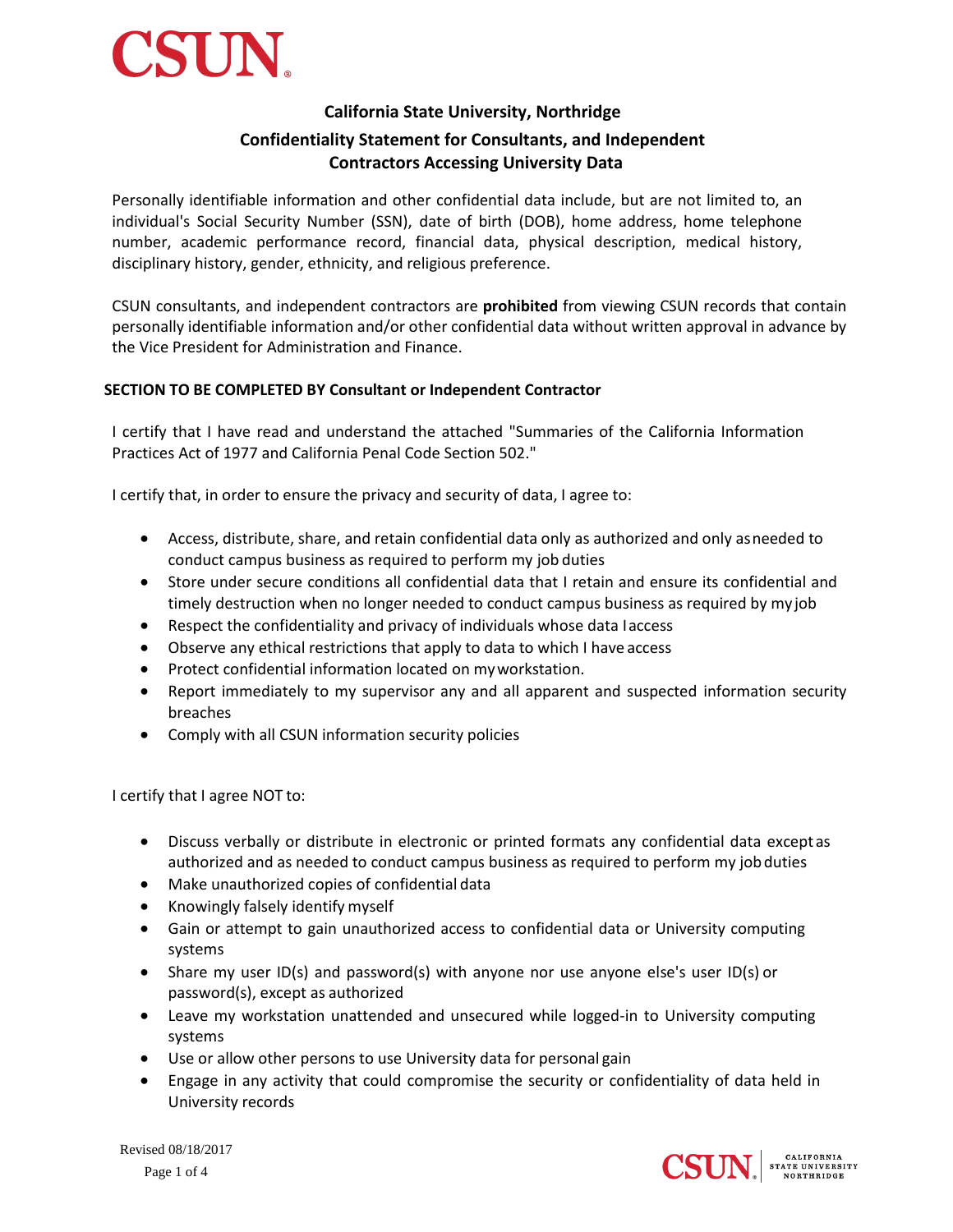# California State University, Northridge

## Confidentiality Statement for Consultants, and Independent Contractors Accessing University Data

Personally identifiable information and other confidential data include, but are not limited to, an individual's Social Security Number (SSN), date of birth (DOB), home address, home telephone number, academic performance record, financial data, physical description, medical history, disciplinary history, gender, ethnicity, and religious preference.

CSUN consultants, and independent contractors are **prohibited** from viewing CSUN records that contain personally identifiable information and/or other confidential data without written approval in advance by the Vice President for Administration and Finance.

**SECTION TO BE COMPLETED BY Consultant or Independent Contractor**

I certify that I have read and understand the attached "Summaries of the California Information Practices Act of 1977 and California Penal Code Section 502."

I certify that, in order to ensure the privacy and security of data, I agree to:

- Access, distribute, share, and retain confidential data only as authorized and only as needed to conduct campus business as required to perform my job duties
- Store under secure conditions all confidential data that I retain and ensure its confidential and timely destruction when no longer needed to conduct campus business as required by my job
- Respect the confidentiality and privacy of individuals whose data I access
- Observe any ethical restrictions that apply to data to which I have access
- Protect confidential information located on my workstation.
- Report immediately to my supervisor any and all apparent and suspected information security breaches
- Comply with all CSUN information security policies

I certify that I agree NOT to:

- Discuss verbally or distribute in electronic or printed formats any confidential data except as authorized and as needed to conduct campus business as required to perform my job duties
- Make unauthorized copies of confidential data
- Knowingly falsely identify myself
- Gain or attempt to gain unauthorized access to confidential data or University computing systems
- Share my user ID(s) and password(s) with anyone nor use anyone else's user ID(s) or password(s), except as authorized
- Leave my workstation unattended and unsecured while logged-in to University computing systems
- Use or allow other persons to use University data for personal gain
- Engage in any activity that could compromise the security or confidentiality of data held in University records

Revised 08/18/2017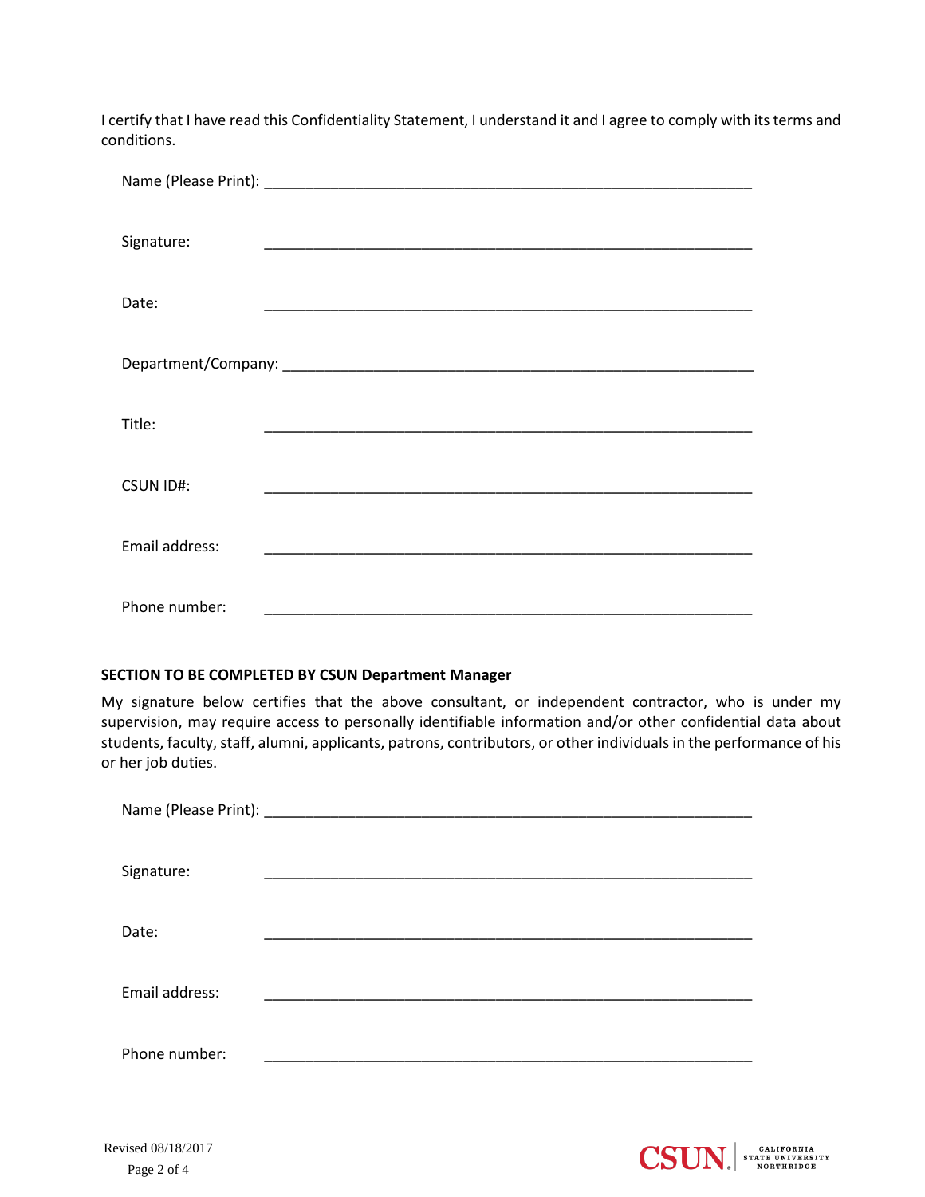I certify that I have read this Confidentiality Statement, I understand it and I agree to comply with its terms and conditions.

Name (Please Print): ____________________________________________________________

Signature: ____________________________________________________________

Date: ____________________________________________________________

Department/Company: ____________________________________________________________

Title: ____________________________________________________________

CSUN ID#: ____________________________________________________________

Email address: ____________________________________________________________

Phone number: ____________________________________________________________

**SECTION TO BE COMPLETED BY CSUN Department Manager**

My signature below certifies that the above consultant, or independent contractor, who is under my supervision, may require access to personally identifiable information and/or other confidential data about students, faculty, staff, alumni, applicants, patrons, contributors, or other individuals in the performance of his or her job duties.

Name (Please Print): ____________________________________________________________

Signature: ____________________________________________________________

Date: ____________________________________________________________

Email address: ____________________________________________________________

Phone number: ____________________________________________________________

Revised 08/18/2017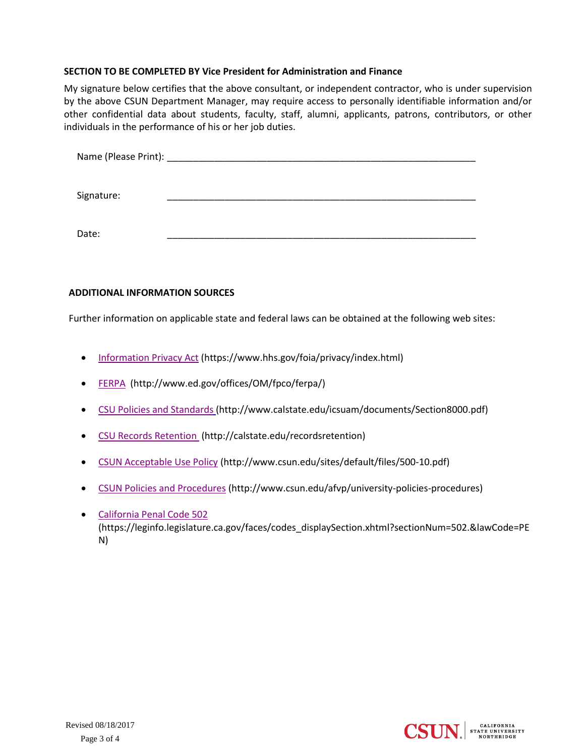**SECTION TO BE COMPLETED BY Vice President for Administration and Finance**

My signature below certifies that the above consultant, or independent contractor, who is under supervision by the above CSUN Department Manager, may require access to personally identifiable information and/or other confidential data about students, faculty, staff, alumni, applicants, patrons, contributors, or other individuals in the performance of his or her job duties.

Name (Please Print): ____________________________________________________________

Signature: ____________________________________________________________

Date: ____________________________________________________________

**ADDITIONAL INFORMATION SOURCES**

Further information on applicable state and federal laws can be obtained at the following web sites:

- Information Privacy Act (https://www.hhs.gov/foia/privacy/index.html)
- FERPA (http://www.ed.gov/offices/OM/fpco/ferpa/)
- CSU Policies and Standards (http://www.calstate.edu/icsuam/documents/Section8000.pdf)
- CSU Records Retention (http://calstate.edu/recordsretention)
- CSUN Acceptable Use Policy (http://www.csun.edu/sites/default/files/500-10.pdf)
- CSUN Policies and Procedures (http://www.csun.edu/afvp/university-policies-procedures)
- California Penal Code 502 (https://leginfo.legislature.ca.gov/faces/codes_displaySection.xhtml?sectionNum=502.&lawCode=PEN)

Revised 08/18/2017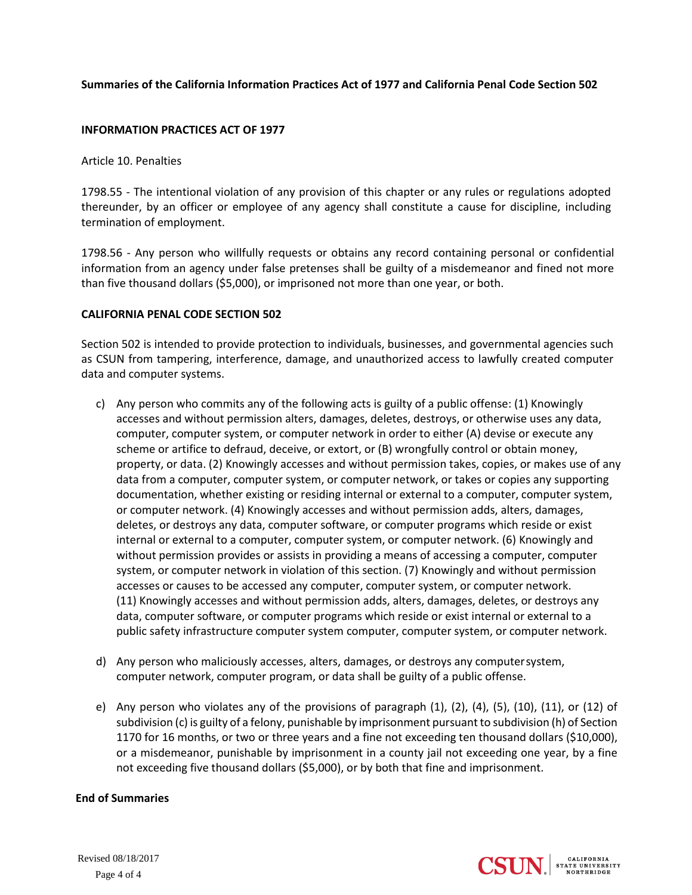**Summaries of the California Information Practices Act of 1977 and California Penal Code Section 502**

**INFORMATION PRACTICES ACT OF 1977**

Article 10. Penalties

1798.55 - The intentional violation of any provision of this chapter or any rules or regulations adopted thereunder, by an officer or employee of any agency shall constitute a cause for discipline, including termination of employment.

1798.56 - Any person who willfully requests or obtains any record containing personal or confidential information from an agency under false pretenses shall be guilty of a misdemeanor and fined not more than five thousand dollars ($5,000), or imprisoned not more than one year, or both.

**CALIFORNIA PENAL CODE SECTION 502**

Section 502 is intended to provide protection to individuals, businesses, and governmental agencies such as CSUN from tampering, interference, damage, and unauthorized access to lawfully created computer data and computer systems.

c) Any person who commits any of the following acts is guilty of a public offense: (1) Knowingly accesses and without permission alters, damages, deletes, destroys, or otherwise uses any data, computer, computer system, or computer network in order to either (A) devise or execute any scheme or artifice to defraud, deceive, or extort, or (B) wrongfully control or obtain money, property, or data. (2) Knowingly accesses and without permission takes, copies, or makes use of any data from a computer, computer system, or computer network, or takes or copies any supporting documentation, whether existing or residing internal or external to a computer, computer system, or computer network. (4) Knowingly accesses and without permission adds, alters, damages, deletes, or destroys any data, computer software, or computer programs which reside or exist internal or external to a computer, computer system, or computer network. (6) Knowingly and without permission provides or assists in providing a means of accessing a computer, computer system, or computer network in violation of this section. (7) Knowingly and without permission accesses or causes to be accessed any computer, computer system, or computer network. (11) Knowingly accesses and without permission adds, alters, damages, deletes, or destroys any data, computer software, or computer programs which reside or exist internal or external to a public safety infrastructure computer system computer, computer system, or computer network.

d) Any person who maliciously accesses, alters, damages, or destroys any computer system, computer network, computer program, or data shall be guilty of a public offense.

e) Any person who violates any of the provisions of paragraph (1), (2), (4), (5), (10), (11), or (12) of subdivision (c) is guilty of a felony, punishable by imprisonment pursuant to subdivision (h) of Section 1170 for 16 months, or two or three years and a fine not exceeding ten thousand dollars ($10,000), or a misdemeanor, punishable by imprisonment in a county jail not exceeding one year, by a fine not exceeding five thousand dollars ($5,000), or by both that fine and imprisonment.

**End of Summaries**

Revised 08/18/2017